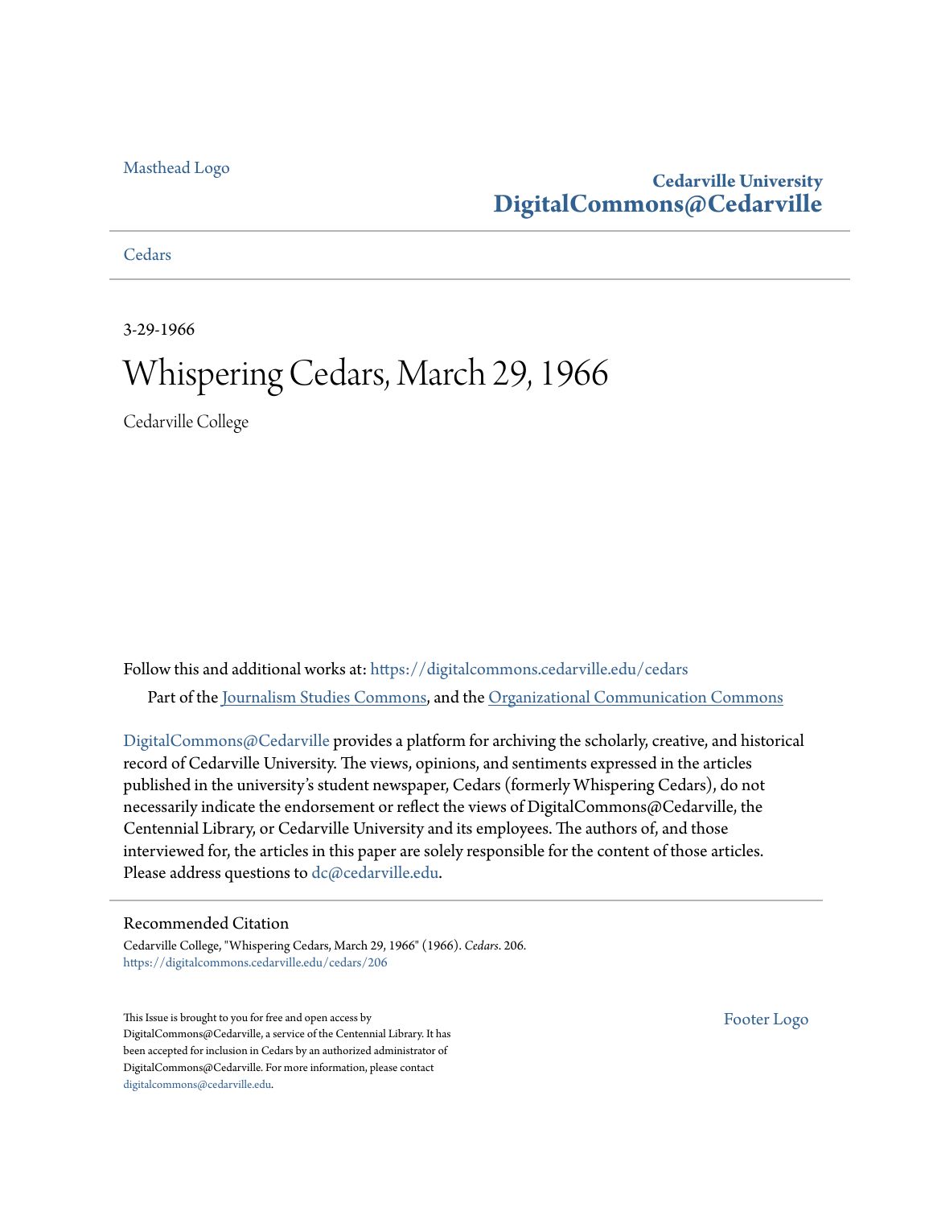Masthead Logo

Cedarville University
**DigitalCommons@Cedarville**

Cedars

3-29-1966

# Whispering Cedars, March 29, 1966

Cedarville College

Follow this and additional works at: https://digitalcommons.cedarville.edu/cedars

Part of the Journalism Studies Commons, and the Organizational Communication Commons

DigitalCommons@Cedarville provides a platform for archiving the scholarly, creative, and historical record of Cedarville University. The views, opinions, and sentiments expressed in the articles published in the university's student newspaper, Cedars (formerly Whispering Cedars), do not necessarily indicate the endorsement or reflect the views of DigitalCommons@Cedarville, the Centennial Library, or Cedarville University and its employees. The authors of, and those interviewed for, the articles in this paper are solely responsible for the content of those articles. Please address questions to dc@cedarville.edu.

## Recommended Citation

Cedarville College, "Whispering Cedars, March 29, 1966" (1966). *Cedars*. 206.
https://digitalcommons.cedarville.edu/cedars/206

This Issue is brought to you for free and open access by DigitalCommons@Cedarville, a service of the Centennial Library. It has been accepted for inclusion in Cedars by an authorized administrator of DigitalCommons@Cedarville. For more information, please contact digitalcommons@cedarville.edu.

Footer Logo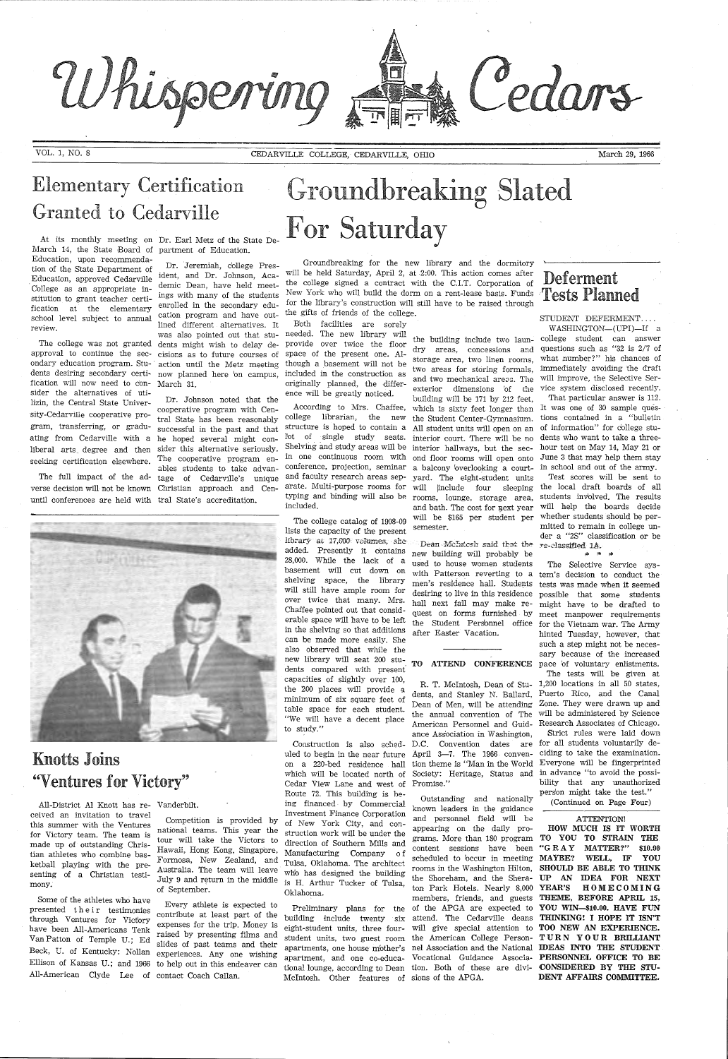# Whispering Cedars

VOL. 1, NO. 8 — CEDARVILLE COLLEGE, CEDARVILLE, OHIO — March 29, 1966

## Elementary Certification Granted to Cedarville

At its monthly meeting on March 14, the State Board of Education, upon recommendation of the State Department of Education, approved Cedarville College as an appropriate institution to grant teacher certification at the elementary school level subject to annual review.

The college was not granted approval to continue the secondary education program. Students desiring secondary certification will now need to consider the alternatives of utilizin, the Central State University-Cedarville cooperative program, transferring, or graduating from Cedarville with a liberal arts degree and then seeking certification elsewhere.

The full impact of the adverse decision will not be known until conferences are held with Dr. Earl Metz of the State Department of Education.

Dr. Jeremiah, college President, and Dr. Johnson, Academic Dean, have held meetings with many of the students enrolled in the secondary education program and have outlined different alternatives. It was also pointed out that students might wish to delay decisions as to future courses of action until the Metz meeting now planned here on campus, March 31.

Dr. Johnson noted that the cooperative program with Central State has been reasonably successful in the past and that he hoped several might consider this alternative seriously. The cooperative program enables students to take advantage of Cedarville's unique Christian approach and Central State's accreditation.

## Knotts Joins "Ventures for Victory"

All-District Al Knott has received an invitation to travel this summer with the Ventures for Victory team. The team is made up of outstanding Christian athletes who combine basketball playing with the presenting of a Christian testimony.

Some of the athletes who have presented their testimonies through Ventures for Victory have been All-Americans Tenk Van Patton of Temple U.; Ed Beck, U. of Kentucky: Nollan Ellison of Kansas U.; and 1966 All-American Clyde Lee of Vanderbilt.

Competition is provided by national teams. This year the tour will take the Victors to Hawaii, Hong Kong, Singapore, Formosa, New Zealand, and Australia. The team will leave July 9 and return in the middle of September.

Every athlete is expected to contribute at least part of the expenses for the trip. Money is raised by presenting films and slides of past teams and their experiences. Any one wishing to help out in this endeaver can contact Coach Callan.

# Groundbreaking Slated For Saturday

Groundbreaking for the new library and the dormitory will be held Saturday, April 2, at 2:00. This action comes after the college signed a contract with the C.I.T. Corporation of New York who will build the dorm on a rent-lease basis. Funds for the library's construction will still have to be raised through the gifts of friends of the college.

Both facilities are sorely needed. The new library will provide over twice the floor space of the present one. Although a basement will not be included in the construction as originally planned, the difference will be greatly noticed.

According to Mrs. Chaffee, college librarian, the new structure is hoped to contain a lot of single study seats. Shelving and study areas will be in one continuous room with conference, projection, seminar and faculty research areas separate. Multi-purpose rooms for typing and binding will also be included.

The college catalog of 1908-09 lists the capacity of the present library at 17,000 volumes, she added. Presently it contains 28,000. While the lack of a basement will cut down on shelving space, the library will still have ample room for over twice that many. Mrs. Chaffee pointed out that considerable space will have to be left in the shelving so that additions can be made more easily. She also observed that while the new library will seat 200 students compared with present capacities of slightly over 100, the 200 places will provide a minimum of six square feet of table space for each student. "We will have a decent place to study."

Construction is also scheduled to begin in the near future on a 220-bed residence hall which will be located north of Cedar View Lane and west of Route 72. This building is being financed by Commercial Investment Finance Corporation of New York City, and construction work will be under the direction of Southern Mills and Manufacturing Company of Tulsa, Oklahoma. The architect who has designed the building is H. Arthur Tucker of Tulsa, Oklahoma.

Preliminary plans for the building include twenty six eight-student units, three four-student units, two guest room apartments, one house mother's apartment, and one co-educational lounge, according to Dean McIntosh. Other features of the building include two laundry areas, concessions and storage area, two linen rooms, two areas for storing formals, and two mechanical areas. The exterior dimensions of the building will be 171 by 212 feet, which is sixty feet longer than the Student Center-Gymnasium. All student units will open on an interior court. There will be no interior hallways, but the second floor rooms will open onto a balcony overlooking a courtyard. The eight-student units will include four sleeping rooms, lounge, storage area, and bath. The cost for next year will be $165 per student per semester.

Dean McIntosh said that the new building will probably be used to house women students with Patterson reverting to a men's residence hall. Students desiring to live in this residence hall next fall may make request on forms furnished by the Student Personnel office after Easter Vacation.

### TO ATTEND CONFERENCE

R. T. McIntosh, Dean of Students, and Stanley N. Ballard, Dean of Men, will be attending the annual convention of The American Personnel and Guidance Association in Washington, D.C. Convention dates are April 3—7. The 1966 convention theme is "Man in the World Society: Heritage, Status and Promise."

Outstanding and nationally known leaders in the guidance and personnel field will be appearing on the daily programs. More than 180 program content sessions have been scheduled to occur in meeting rooms in the Washington Hilton, the Shoreham, and the Sheraton Park Hotels. Nearly 8,000 members, friends, and guests of the APGA are expected to attend. The Cedarville deans will give special attention to the American College Personnel Association and the National Vocational Guidance Association. Both of these are divisions of the APGA.

## Deferment Tests Planned

STUDENT DEFERMENT....

WASHINGTON—(UPI)—If a college student can answer questions such as "32 is 2/7 of what number?" his chances of immediately avoiding the draft will improve, the Selective Service system disclosed recently.

That particular answer is 112. It was one of 30 sample questions contained in a "bulletin of information" for college students who want to take a three-hour test on May 14, May 21 or June 3 that may help them stay in school and out of the army.

Test scores will be sent to the local draft boards of all students involved. The results will help the boards decide whether students should be permitted to remain in college under a "2S" classification or be re-classified 1A.

\* \* \*

The Selective Service system's decision to conduct the tests was made when it seemed possible that some students might have to be drafted to meet manpower requirements for the Vietnam war. The Army hinted Tuesday, however, that such a step might not be necessary because of the increased pace of voluntary enlistments.

The tests will be given at 1,200 locations in all 50 states, Puerto Rico, and the Canal Zone. They were drawn up and will be administered by Science Research Associates of Chicago.

Strict rules were laid down for all students voluntarily deciding to take the examination. Everyone will be fingerprinted in advance "to avoid the possibility that any unauthorized person might take the test."

(Continued on Page Four)

**ATTENTION!**

**HOW MUCH IS IT WORTH TO YOU TO STRAIN THE "GRAY MATTER?" $10.00 MAYBE? WELL, IF YOU SHOULD BE ABLE TO THINK UP AN IDEA FOR NEXT YEAR'S HOMECOMING THEME, BEFORE APRIL 15, YOU WIN—$10.00. HAVE FUN THINKING! I HOPE IT ISN'T TOO NEW AN EXPERIENCE. TURN YOUR BRILLIANT IDEAS INTO THE STUDENT PERSONNEL OFFICE TO BE CONSIDERED BY THE STUDENT AFFAIRS COMMITTEE.**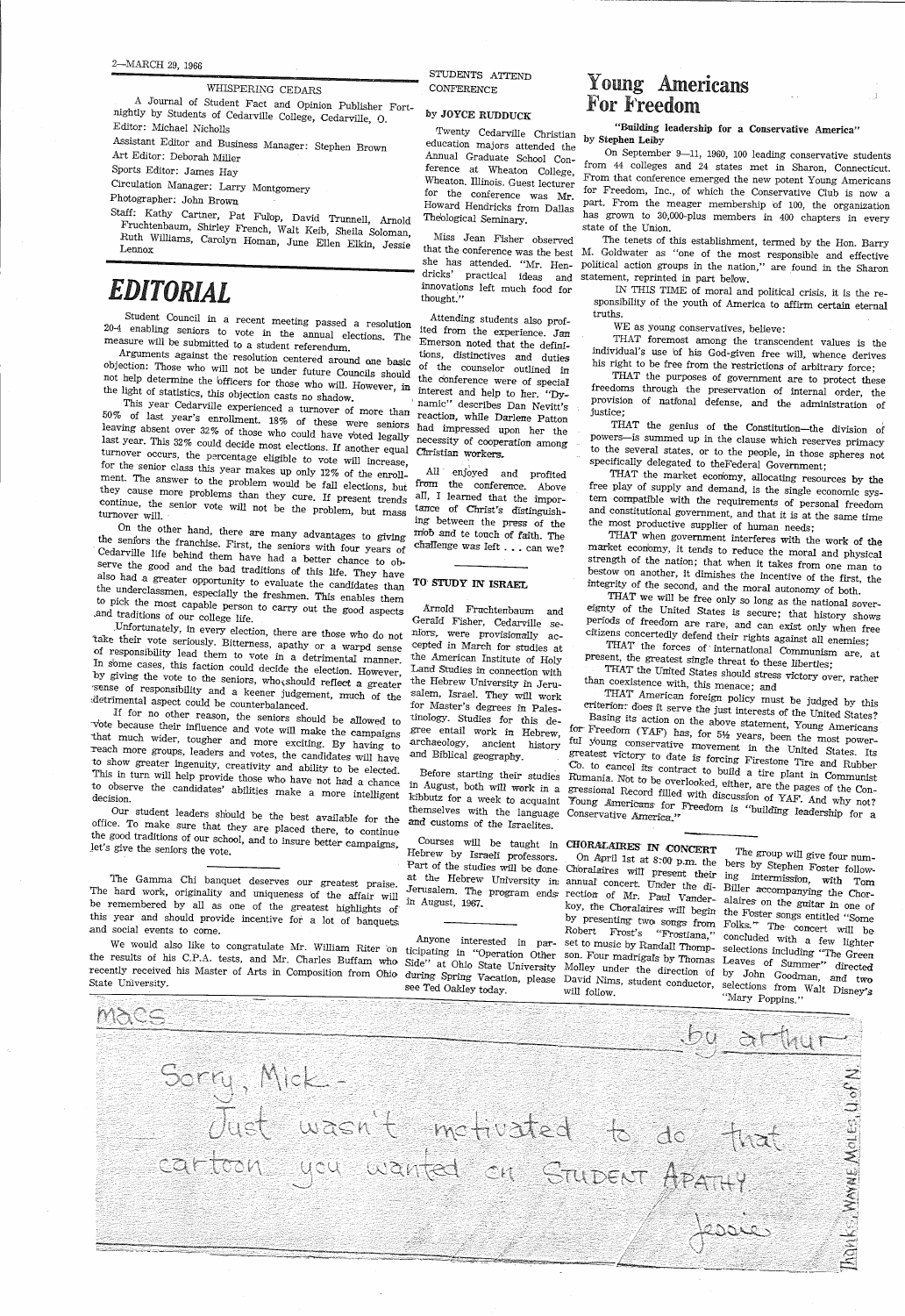## WHISPERING CEDARS

A Journal of Student Fact and Opinion Publisher Fortnightly by Students of Cedarville College, Cedarville, O.

Editor: Michael Nicholls

Assistant Editor and Business Manager: Stephen Brown

Art Editor: Deborah Miller

Sports Editor: James Hay

Circulation Manager: Larry Montgomery

Photographer: John Brown

Staff: Kathy Cartner, Pat Fulop, David Trunnell, Arnold Fruchtenbaum, Shirley French, Walt Keib, Sheila Soloman, Ruth Williams, Carolyn Homan, June Ellen Elkin, Jessie Lennox

# EDITORIAL

Student Council in a recent meeting passed a resolution 20-4 enabling seniors to vote in the annual elections. The measure will be submitted to a student referendum.

Arguments against the resolution centered around one basic objection: Those who will not be under future Councils should not help determine the officers for those who will. However, in the light of statistics, this objection casts no shadow.

This year Cedarville experienced a turnover of more than 50% of last year's enrollment. 18% of these were seniors leaving absent over 32% of those who could have voted legally last year. This 32% could decide most elections. If another equal turnover occurs, the percentage eligible to vote will increase, for the senior class this year makes up only 12% of the enrollment. The answer to the problem would be fall elections, but they cause more problems than they cure. If present trends continue, the senior vote will not be the problem, but mass turnover will.

On the other hand, there are many advantages to giving the seniors the franchise. First, the seniors with four years of Cedarville life behind them have had a better chance to observe the good and the bad traditions of this life. They have also had a greater opportunity to evaluate the candidates than the underclassmen, especially the freshmen. This enables them to pick the most capable person to carry out the good aspects and traditions of our college life.

Unfortunately, in every election, there are those who do not take their vote seriously. Bitterness, apathy or a warpd sense of responsibility lead them to vote in a detrimental manner. In some cases, this faction could decide the election. However, by giving the vote to the seniors, who should reflect a greater sense of responsibility and a keener judgement, much of the detrimental aspect could be counterbalanced.

If for no other reason, the seniors should be allowed to vote because their influence and vote will make the campaigns that much wider, tougher and more exciting. By having to reach more groups, leaders and votes, the candidates will have to show greater ingenuity, creativity and ability to be elected. This in turn will help provide those who have not had a chance to observe the candidates' abilities make a more intelligent decision.

Our student leaders should be the best available for the office. To make sure that they are placed there, to continue the good traditions of our school, and to insure better campaigns, let's give the seniors the vote.

---

The Gamma Chi banquet deserves our greatest praise. The hard work, originality and uniqueness of the affair will be remembered by all as one of the greatest highlights of this year and should provide incentive for a lot of banquets and social events to come.

We would also like to congratulate Mr. William Riter on the results of his C.P.A. tests, and Mr. Charles Buffam who recently received his Master of Arts in Composition from Ohio State University.

## STUDENTS ATTEND CONFERENCE

by JOYCE RUDDUCK

Twenty Cedarville Christian education majors attended the Annual Graduate School Conference at Wheaton College, Wheaton, Illinois. Guest lecturer for the conference was Mr. Howard Hendricks from Dallas Theological Seminary.

Miss Jean Fisher observed that the conference was the best she has attended. "Mr. Hendricks' practical ideas and innovations left much food for thought."

Attending students also profited from the experience. Jan Emerson noted that the definitions, distinctives and duties of the counselor outlined in the conference were of special interest and help to her. "Dynamic" describes Dan Nevitt's reaction, while Darlene Patton had impressed upon her the necessity of cooperation among Christian workers.

All enjoyed and profited from the conference. Above all, I learned that the importance of Christ's distinguishing between the press of the mob and the touch of faith. The challenge was left . . . can we?

## TO STUDY IN ISRAEL

Arnold Fruchtenbaum and Gerald Fisher, Cedarville seniors, were provisionally accepted in March for studies at the American Institute of Holy Land Studies in connection with the Hebrew University in Jerusalem, Israel. They will work for Master's degrees in Palestinology. Studies for this degree entail work in Hebrew, archaeology, ancient history and Biblical geography.

Before starting their studies in August, both will work in a kibbutz for a week to acquaint themselves with the language and customs of the Israelites.

Courses will be taught in Hebrew by Israeli professors. Part of the studies will be done at the Hebrew University in Jerusalem. The program ends in August, 1967.

---

Anyone interested in participating in "Operation Other Side" at Ohio State University during Spring Vacation, please see Ted Oakley today.

# Young Americans For Freedom

**"Building leadership for a Conservative America"**

by Stephen Leiby

On September 9—11, 1960, 100 leading conservative students from 44 colleges and 24 states met in Sharon, Connecticut. From that conference emerged the new potent Young Americans for Freedom, Inc., of which the Conservative Club is now a part. From the meager membership of 100, the organization has grown to 30,000-plus members in 400 chapters in every state of the Union.

The tenets of this establishment, termed by the Hon. Barry M. Goldwater as "one of the most responsible and effective political action groups in the nation," are found in the Sharon statement, reprinted in part below.

IN THIS TIME of moral and political crisis, it is the responsibility of the youth of America to affirm certain eternal truths.

WE as young conservatives, believe:

THAT foremost among the transcendent values is the individual's use of his God-given free will, whence derives his right to be free from the restrictions of arbitrary force;

THAT the purposes of government are to protect these freedoms through the preservation of internal order, the provision of national defense, and the administration of justice;

THAT the genius of the Constitution—the division of powers—is summed up in the clause which reserves primacy to the several states, or to the people, in those spheres not specifically delegated to the Federal Government;

THAT the market economy, allocating resources by the free play of supply and demand, is the single economic system compatible with the requirements of personal freedom and constitutional government, and that it is at the same time the most productive supplier of human needs;

THAT when government interferes with the work of the market economy, it tends to reduce the moral and physical strength of the nation; that when it takes from one man to bestow on another, it dimishes the incentive of the first, the integrity of the second, and the moral autonomy of both.

THAT we will be free only so long as the national sovereignty of the United States is secure; that history shows periods of freedom are rare, and can exist only when free citizens concertedly defend their rights against all enemies;

THAT the forces of international Communism are, at present, the greatest single threat to these liberties;

THAT the United States should stress victory over, rather than coexistence with, this menace; and

THAT American foreign policy must be judged by this criterion: does it serve the just interests of the United States?

Basing its action on the above statement, Young Americans for Freedom (YAF) has, for 5½ years, been the most powerful young conservative movement in the United States. Its greatest victory to date is forcing Firestone Tire and Rubber Co. to cancel its contract to build a tire plant in Communist Rumania. Not to be overlooked, either, are the pages of the Congressional Record filled with discussion of YAF. And why not? Young Americans for Freedom is "building leadership for a Conservative America."

## CHORALAIRES IN CONCERT

On April 1st at 8:00 p.m. the Choralaires will present their annual concert. Under the direction of Mr. Paul Vanderkoy, the Choralaires will begin by presenting two songs from Robert Frost's "Frostiana," set to music by Randall Thompson. Four madrigals by Thomas Molley under the direction of David Nims, student conductor, will follow.

The group will give four numbers by Stephen Foster following intermission, with Tom Biller accompanying the Choralaires on the guitar in one of the Foster songs entitled "Some Folks." The concert will be concluded with a few lighter selections including "The Green Leaves of Summer" directed by John Goodman, and two selections from Walt Disney's "Mary Poppins."

---

macs — by arthur

Sorry, Mick - Just wasn't motivated to do that cartoon you wanted on STUDENT APATHY.

Jessie

Thanks, WAYNE MOLES, U. of N.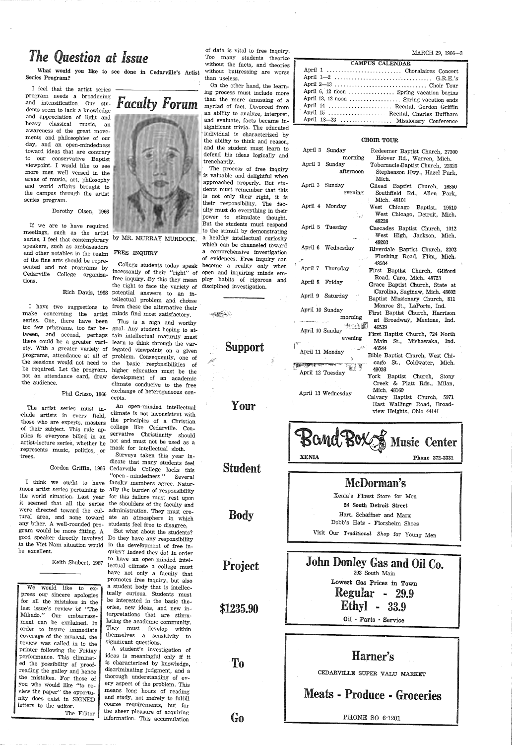# The Question at Issue

**What would you like to see done in Cedarville's Artist Series Program?**

I feel that the artist series program needs a broadening and intensification. Our students seem to lack a knowledge and appreciation of light and heavy classical music, an awareness of the great movements and philosophies of our day, and an open-mindedness toward ideas that are contrary to our conservative Baptist viewpoint. I would like to see more men well versed in the areas of music, art, philosophy and world affairs brought to the campus through the artist series program.

Dorothy Olsen, 1966

If we are to have required meetings, such as the artist series, I feel that contemporary speakers, such as ambassadors and other notables in the realm of the fine arts should be represented and not programs by Cedarville College organizations.

Rich Davis, 1968

I have two suggestions to make concerning the artist series. One, there have been too few programs, too far between, and second, perhaps there could be a greater variety. With a greater variety of programs, attendance at all of the sessions would not need to be required. Let the program, not an attendance card, draw the audience.

Phil Grisso, 1966

The artist series must include artists in every field, those who are experts, masters of their subject. This rule applies to everyone billed in an artist-lecture series, whether he represents music, politics, or trees.

Gordon Griffin, 1966

I think we ought to have more artist series pertaining to the world situation. Last year it seemed that all the series were directed toward the cultural area, and none toward any other. A well-rounded program would be more fitting. A good speaker directly involved in the Viet Nam situation would be excellent.

Keith Shubert, 1967

---

We would like to express our sincere apologies for all the mistakes in the last issue's review of "The Mikado." Our embarrassment can be explained. In order to insure immediate coverage of the musical, the review was called in to the printer following the Friday performance. This eliminated the possibility of proofreading the galley and hence the mistakes. For those of you who would like "to review the paper" the opportunity does exist in SIGNED letters to the editor.

The Editor

# Faculty Forum

by MR. MURRAY MURDOCK.

FREE INQUIRY

College students today speak incessantly of their "right" of free inquiry. By this they mean the right to face the variety of potential answers to an intellectual problem and choose from these the alternative their minds find most satisfactory.

This is a high and worthy goal. Any student hoping to attain intellectual maturity must learn to think through the variegated viewpoints on a given problem. Consequently, one of the basic responsibilities of higher education must be the development of an academic climate conducive to the free exchange of heterogeneous concepts.

An open-minded intellectual climate is not inconsistent with the principles of a Christian college like Cedarville. Conservative Christianity should not and must not be used as a mask for intellectual sloth.

Surveys taken this year indicate that many students feel Cedarville College lacks this "open-mindedness." Several faculty members agree. Naturally the burden of responsibility for this failure must rest upon the shoulders of the faculty and administration. They must create an atmosphere in which students feel free to disagree.

But what about the students? Do they have any responsibility in the development of free inquiry? Indeed they do! In order to have an open-minded intellectual climate a college must have not only a faculty that promotes free inquiry, but also a student body that is intellectually curious. Students must be interested in the basic theories, new ideas, and new interpretations that are stimulating the academic community. They must develop within themselves a sensitivity to significant questions.

A student's investigation of ideas is meaningful only if it is characterized by knowledge, discriminating judgment, and a thorough understanding of every aspect of the problem. This means long hours of reading and study, not merely to fulfill course requirements, but for the sheer pleasure of acquiring information. This accumulation of data is vital to free inquiry. Too many students theorize without the facts, and theories without buttressing are worse than useless.

On the other hand, the learning process must include more than the mere amassing of a myriad of fact. Divorced from an ability to analyze, interpret, and evaluate, facts became insignificant trivia. The educated individual is characterized by the ability to think and reason, and the student must learn to defend his ideas logically and trenchantly.

The process of free inquiry is valuable and delightful when approached properly. But students must remember that this is not only their right, it is their responsibility. The faculty must do everything in their power to stimulate thought. But the students must respond to the stimuli by demonstrating a healthy intellectual curiosity which can be channeled toward a comprehensive investigation of evidences. Free inquiry can become a reality only when open and inquiring minds employ habits of rigorous and disciplined investigation.

---

**Support Your Student Body Project $1235.90 To Go**

---

## CAMPUS CALENDAR

| | |
|---|---|
| April 1 | Choralaires Concert |
| April 1—2 | G.R.E.'s |
| April 2—13 | Choir Tour |
| April 6, 12 noon | Spring vacation begins |
| April 13, 12 noon | Spring vacation ends |
| April 14 | Recital, Gordon Griffin |
| April 15 | Recital, Charles Buffham |
| April 18—23 | Missionary Conference |

## CHOIR TOUR

| | |
|---|---|
| April 3 Sunday morning | Redeemer Baptist Church, 27300 Hoover Rd., Warren, Mich. |
| April 3 Sunday afternoon | Tabernacle Baptist Church, 22323 Stephenson Hwy., Hazel Park, Mich. |
| April 3 Sunday evening | Gilead Baptist Church, 16850 Southfield Rd., Allen Park, Mich. 48101 |
| April 4 Monday | West Chicago Baptist, 19510 West Chicago, Detroit, Mich. 48228 |
| April 5 Tuesday | Cascades Baptist Church, 1012 West High, Jackson, Mich. 49203 |
| April 6 Wednesday | Riverdale Baptist Church, 3202 Flushing Road, Flint, Mich. 48504 |
| April 7 Thursday | First Baptist Church, Gilford Road, Caro, Mich. 48723 |
| April 8 Friday | Grace Baptist Church, State at Carolina, Saginaw, Mich. 48602 |
| April 9 Saturday | Baptist Missionary Church, 811 Monroe St., LaPorte, Ind. |
| April 10 Sunday morning | First Baptist Church, Harrison at Broadway, Mentone, Ind. 46539 |
| April 10 Sunday evening | First Baptist Church, 724 North Main St., Mishawaka, Ind. 46544 |
| April 11 Monday | Bible Baptist Church, West Chicago St., Coldwater, Mich. 49036 |
| April 12 Tuesday | York Baptist Church, Stony Creek & Platt Rds., Milan, Mich. 48160 |
| April 13 Wednesday | Calvary Baptist Church, 5971 East Wallings Road, Broadview Heights, Ohio 44141 |

---

**Band Box Music Center**

XENIA — Phone 372-3331

---

## McDorman's

Xenia's Finest Store for Men

**24 South Detroit Street**

Hart. Schaffner and Marx

Dobb's Hats - Florsheim Shoes

Visit Our *Traditional* Shop for Young Men

---

## John Donley Gas and Oil Co.

293 South Main

**Lowest Gas Prices in Town**

**Regular - 29.9**

**Ethyl - 33.9**

Oil - Parts - Service

---

## Harner's

CEDARVILLE SUPER VALU MARKET

**Meats - Produce - Groceries**

PHONE SO 6-1201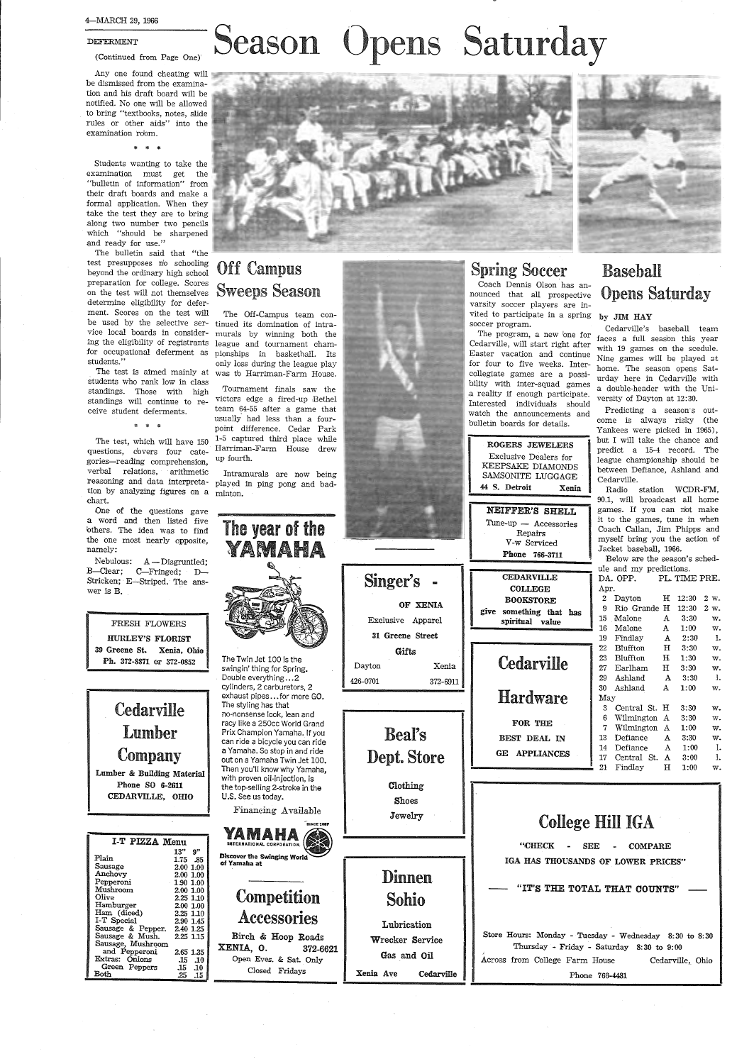# Season Opens Saturday

DEFERMENT

(Continued from Page One)

Any one found cheating will be dismissed from the examination and his draft board will be notified. No one will be allowed to bring "textbooks, notes, slide rules or other aids" into the examination room.

\* \* \*

Students wanting to take the examination must get the "bulletin of information" from their draft boards and make a formal application. When they take the test they are to bring along two number two pencils which "should be sharpened and ready for use."

The bulletin said that "the test presupposes no schooling beyond the ordinary high school preparation for college. Scores on the test will not themselves determine eligibility for deferment. Scores on the test will be used by the selective service local boards in considering the eligibility of registrants for occupational deferment as students."

The test is aimed mainly at students who rank low in class standings. Those with high standings will continue to receive student deferments.

\* \* \*

The test, which will have 150 questions, covers four categories—reading comprehension, verbal relations, arithmetic reasoning and data interpretation by analyzing figures on a chart.

One of the questions gave a word and then listed five others. The idea was to find the one most nearly opposite, namely:

Nebulous: A—Disgruntled; B—Clear; C—Fringed; D—Stricken; E—Striped. The answer is B.

FRESH FLOWERS
HURLEY'S FLORIST
39 Greene St. Xenia, Ohio
Ph. 372-8871 or 372-0852

**Cedarville Lumber Company**
Lumber & Building Material
Phone SO 6-2611
CEDARVILLE, OHIO

| I-T PIZZA Menu | 13" | 9" |
|---|---|---|
| Plain | 1.75 | .85 |
| Sausage | 2.00 | 1.00 |
| Anchovy | 2.00 | 1.00 |
| Pepperoni | 1.90 | 1.00 |
| Mushroom | 2.00 | 1.00 |
| Olive | 2.25 | 1.10 |
| Hamburger | 2.00 | 1.00 |
| Ham (diced) | 2.25 | 1.10 |
| I-T Special | 2.90 | 1.45 |
| Sausage & Pepper. | 2.40 | 1.25 |
| Sausage & Mush. | 2.25 | 1.15 |
| Sausage, Mushroom and Pepperoni | 2.65 | 1.35 |
| Extras: Onions | .15 | .10 |
| Green Peppers | .15 | .10 |
| Both | .25 | .15 |

## Off Campus Sweeps Season

The Off-Campus team continued its domination of intramurals by winning both the league and tournament championships in basketball. Its only loss during the league play was to Harriman-Farm House.

Tournament finals saw the victors edge a fired-up Bethel team 64-55 after a game that usually had less than a four-point difference. Cedar Park 1-5 captured third place while Harriman-Farm House drew up fourth.

Intramurals are now being played in ping pong and badminton.

**The year of the YAMAHA**

The Twin Jet 100 is the swingin' thing for Spring. Double everything...2 cylinders, 2 carburetors, 2 exhaust pipes...for more GO. The styling has that no-nonsense look, lean and racy like a 250cc World Grand Prix Champion Yamaha. If you can ride a bicycle you can ride a Yamaha. So stop in and ride out on a Yamaha Twin Jet 100. Then you'll know why Yamaha, with proven oil-injection, is the top-selling 2-stroke in the U.S. See us today.

Financing Available

YAMAHA INTERNATIONAL CORPORATION

Discover the Swinging World of Yamaha at

**Competition Accessories**
Birch & Hoop Roads
XENIA, O. 372-6621
Open Eves. & Sat. Only
Closed Fridays

**Singer's - OF XENIA**
Exclusive Apparel
31 Greene Street
Gifts
Dayton 426-0701 Xenia 372-6911

**Beal's Dept. Store**
Clothing
Shoes
Jewelry

**Dinnen Sohio**
Lubrication
Wrecker Service
Gas and Oil
Xenia Ave Cedarville

## Spring Soccer

Coach Dennis Olson has announced that all prospective varsity soccer players are invited to participate in a spring soccer program.

The program, a new one for Cedarville, will start right after Easter vacation and continue for four to five weeks. Intercollegiate games are a possibility with inter-squad games a reality if enough participate. Interested individuals should watch the announcements and bulletin boards for details.

ROGERS JEWELERS
Exclusive Dealers for
KEEPSAKE DIAMONDS
SAMSONITE LUGGAGE
44 S. Detroit Xenia

NEIFFER'S SHELL
Tune-up — Accessories
Repairs
V-w Serviced
Phone 766-3711

CEDARVILLE COLLEGE BOOKSTORE
give something that has spiritual value

**Cedarville Hardware**
FOR THE BEST DEAL IN GE APPLIANCES

## Baseball Opens Saturday

by JIM HAY

Cedarville's baseball team faces a full season this year with 19 games on the scedule. Nine games will be played at home. The season opens Saturday here in Cedarville with a double-header with the University of Dayton at 12:30.

Predicting a season's outcome is always risky (the Yankees were picked in 1965), but I will take the chance and predict a 15-4 record. The league championship should be between Defiance, Ashland and Cedarville.

Radio station WCDR-FM, 90.1, will broadcast all home games. If you can not make it to the games, tune in when Coach Callan, Jim Phipps and myself bring you the action of Jacket baseball, 1966.

Below are the season's schedule and my predictions.

| DA. | OPP. | PL. | TIME | PRE. |
|---|---|---|---|---|
| Apr. | | | | |
| 2 | Dayton | H | 12:30 | 2 w. |
| 9 | Rio Grande | H | 12:30 | 2 w. |
| 15 | Malone | A | 3:30 | w. |
| 16 | Malone | A | 1:00 | w. |
| 19 | Findlay | A | 2:30 | l. |
| 22 | Bluffton | H | 3:30 | w. |
| 23 | Bluffton | H | 1:30 | w. |
| 27 | Earlham | H | 3:30 | w. |
| 29 | Ashland | A | 3:30 | l. |
| 30 | Ashland | A | 1:00 | w. |
| May | | | | |
| 3 | Central St. | H | 3:30 | w. |
| 6 | Wilmington | A | 3:30 | w. |
| 7 | Wilmington | A | 1:00 | w. |
| 13 | Defiance | A | 3:30 | w. |
| 14 | Defiance | A | 1:00 | l. |
| 17 | Central St. | A | 3:00 | l. |
| 21 | Findlay | H | 1:00 | w. |

**College Hill IGA**

"CHECK - SEE - COMPARE
IGA HAS THOUSANDS OF LOWER PRICES"

"IT'S THE TOTAL THAT COUNTS"

Store Hours: Monday - Tuesday - Wednesday 8:30 to 8:30
Thursday - Friday - Saturday 8:30 to 9:00
Across from College Farm House Cedarville, Ohio
Phone 766-4481